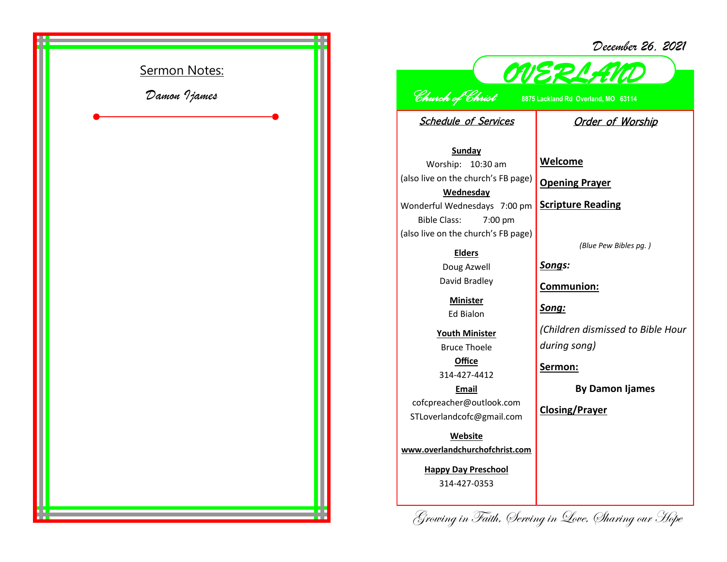## Sermon Notes:

*Damon Ijames*

---

December 26, 2021

# OVERLAND

*Church of Christ* 8875 Lackland Rd Overland, MO 63114

## *Schedule of Services*

**Sunday**
Worship: 10:30 am
(also live on the church's FB page)

**Wednesday**
Wonderful Wednesdays 7:00 pm
Bible Class: 7:00 pm
(also live on the church's FB page)

**Elders**
Doug Azwell
David Bradley

**Minister**
Ed Bialon

**Youth Minister**
Bruce Thoele

**Office**
314-427-4412

**Email**
cofcpreacher@outlook.com
STLoverlandcofc@gmail.com

**Website**
**www.overlandchurchofchrist.com**

**Happy Day Preschool**
314-427-0353

## *Order of Worship*

**Welcome**

**Opening Prayer**

**Scripture Reading**

*(Blue Pew Bibles pg. )*

***Songs:***

**Communion:**

***Song:***

*(Children dismissed to Bible Hour during song)*

**Sermon:**

**By Damon Ijames**

**Closing/Prayer**

*Growing in Faith, Serving in Love, Sharing our Hope*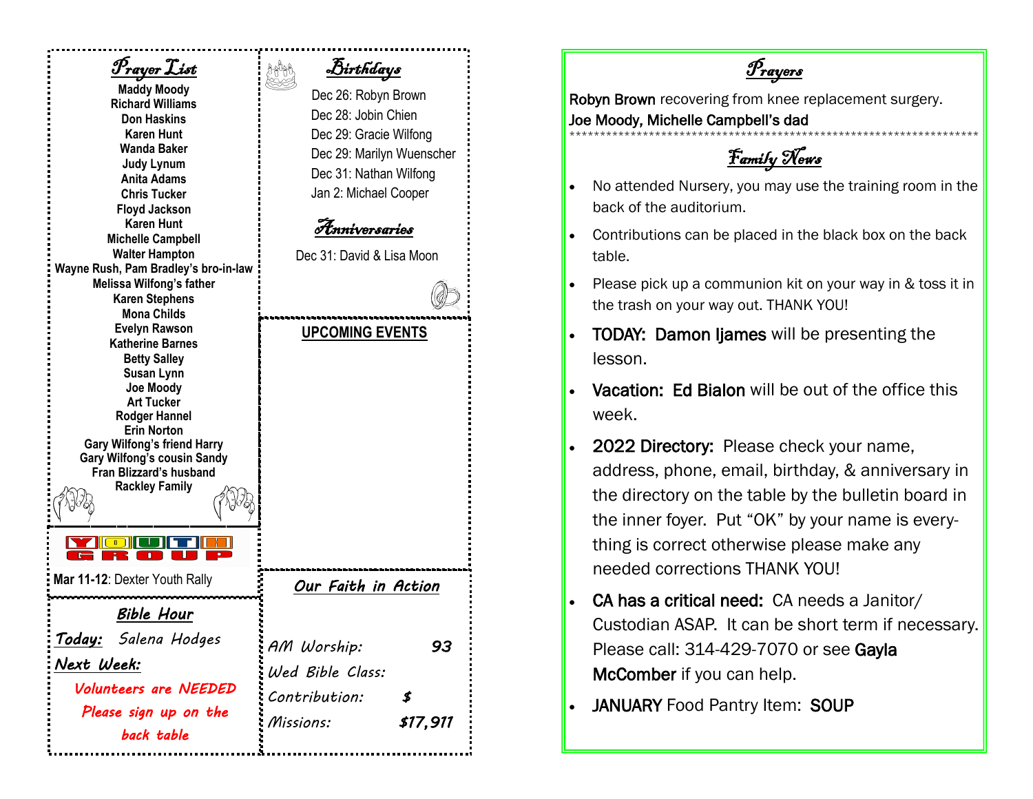## Prayer List

**Maddy Moody**
**Richard Williams**
**Don Haskins**
**Karen Hunt**
**Wanda Baker**
**Judy Lynum**
**Anita Adams**
**Chris Tucker**
**Floyd Jackson**
**Karen Hunt**
**Michelle Campbell**
**Walter Hampton**
**Wayne Rush, Pam Bradley's bro-in-law**
**Melissa Wilfong's father**
**Karen Stephens**
**Mona Childs**
**Evelyn Rawson**
**Katherine Barnes**
**Betty Salley**
**Susan Lynn**
**Joe Moody**
**Art Tucker**
**Rodger Hannel**
**Erin Norton**
**Gary Wilfong's friend Harry**
**Gary Wilfong's cousin Sandy**
**Fran Blizzard's husband**
**Rackley Family**

## YOUTH GROUP

**Mar 11-12**: Dexter Youth Rally

## Bible Hour

***Today:*** *Salena Hodges*

***Next Week:***

*Volunteers are NEEDED*
*Please sign up on the back table*

## Birthdays

Dec 26: Robyn Brown
Dec 28: Jobin Chien
Dec 29: Gracie Wilfong
Dec 29: Marilyn Wuenscher
Dec 31: Nathan Wilfong
Jan 2: Michael Cooper

## Anniversaries

Dec 31: David & Lisa Moon

## UPCOMING EVENTS

## Our Faith in Action

| | |
|---|---|
| *AM Worship:* | *93* |
| *Wed Bible Class:* | |
| *Contribution:* | *$* |
| *Missions:* | *$17,911* |

## Prayers

Robyn Brown recovering from knee replacement surgery.
Joe Moody, Michelle Campbell's dad

*********************************************************************

## Family News

- No attended Nursery, you may use the training room in the back of the auditorium.
- Contributions can be placed in the black box on the back table.
- Please pick up a communion kit on your way in & toss it in the trash on your way out. THANK YOU!
- TODAY: Damon Ijames will be presenting the lesson.
- Vacation: Ed Bialon will be out of the office this week.
- 2022 Directory: Please check your name, address, phone, email, birthday, & anniversary in the directory on the table by the bulletin board in the inner foyer. Put "OK" by your name is every-thing is correct otherwise please make any needed corrections THANK YOU!
- CA has a critical need: CA needs a Janitor/ Custodian ASAP. It can be short term if necessary. Please call: 314-429-7070 or see Gayla McComber if you can help.
- JANUARY Food Pantry Item: SOUP